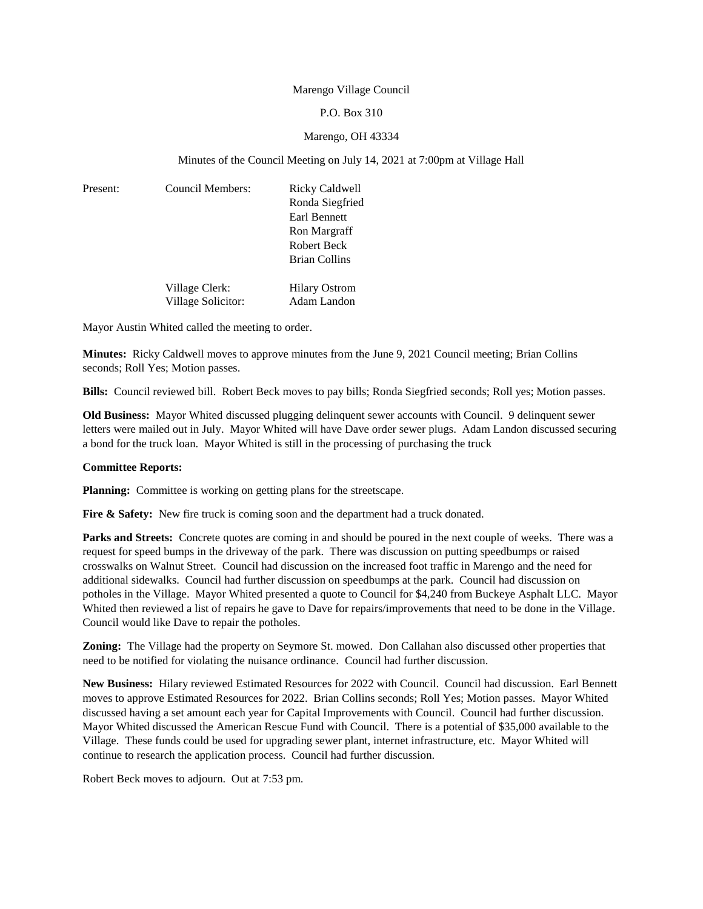Marengo Village Council

P.O. Box 310

Marengo, OH 43334

Minutes of the Council Meeting on July 14, 2021 at 7:00pm at Village Hall

| Present: | Council Members: | Ricky Caldwell |
|---|---|---|
| | | Ronda Siegfried |
| | | Earl Bennett |
| | | Ron Margraff |
| | | Robert Beck |
| | | Brian Collins |
| | Village Clerk: | Hilary Ostrom |
| | Village Solicitor: | Adam Landon |

Mayor Austin Whited called the meeting to order.

**Minutes:** Ricky Caldwell moves to approve minutes from the June 9, 2021 Council meeting; Brian Collins seconds; Roll Yes; Motion passes.

**Bills:** Council reviewed bill. Robert Beck moves to pay bills; Ronda Siegfried seconds; Roll yes; Motion passes.

**Old Business:** Mayor Whited discussed plugging delinquent sewer accounts with Council. 9 delinquent sewer letters were mailed out in July. Mayor Whited will have Dave order sewer plugs. Adam Landon discussed securing a bond for the truck loan. Mayor Whited is still in the processing of purchasing the truck

**Committee Reports:**

**Planning:** Committee is working on getting plans for the streetscape.

**Fire & Safety:** New fire truck is coming soon and the department had a truck donated.

**Parks and Streets:** Concrete quotes are coming in and should be poured in the next couple of weeks. There was a request for speed bumps in the driveway of the park. There was discussion on putting speedbumps or raised crosswalks on Walnut Street. Council had discussion on the increased foot traffic in Marengo and the need for additional sidewalks. Council had further discussion on speedbumps at the park. Council had discussion on potholes in the Village. Mayor Whited presented a quote to Council for $4,240 from Buckeye Asphalt LLC. Mayor Whited then reviewed a list of repairs he gave to Dave for repairs/improvements that need to be done in the Village. Council would like Dave to repair the potholes.

**Zoning:** The Village had the property on Seymore St. mowed. Don Callahan also discussed other properties that need to be notified for violating the nuisance ordinance. Council had further discussion.

**New Business:** Hilary reviewed Estimated Resources for 2022 with Council. Council had discussion. Earl Bennett moves to approve Estimated Resources for 2022. Brian Collins seconds; Roll Yes; Motion passes. Mayor Whited discussed having a set amount each year for Capital Improvements with Council. Council had further discussion. Mayor Whited discussed the American Rescue Fund with Council. There is a potential of $35,000 available to the Village. These funds could be used for upgrading sewer plant, internet infrastructure, etc. Mayor Whited will continue to research the application process. Council had further discussion.

Robert Beck moves to adjourn. Out at 7:53 pm.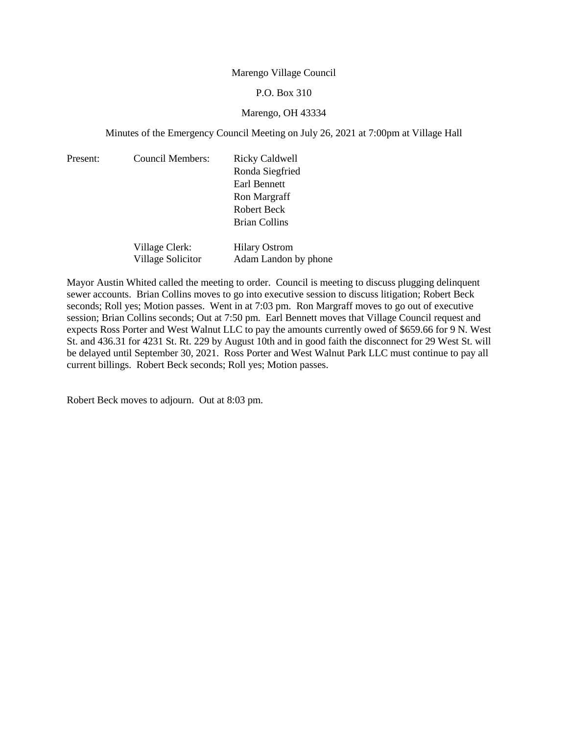Marengo Village Council

P.O. Box 310

Marengo, OH 43334

Minutes of the Emergency Council Meeting on July 26, 2021 at 7:00pm at Village Hall

| | | |
|---|---|---|
| Present: | Council Members: | Ricky Caldwell |
| | | Ronda Siegfried |
| | | Earl Bennett |
| | | Ron Margraff |
| | | Robert Beck |
| | | Brian Collins |
| | Village Clerk: | Hilary Ostrom |
| | Village Solicitor | Adam Landon by phone |

Mayor Austin Whited called the meeting to order. Council is meeting to discuss plugging delinquent sewer accounts. Brian Collins moves to go into executive session to discuss litigation; Robert Beck seconds; Roll yes; Motion passes. Went in at 7:03 pm. Ron Margraff moves to go out of executive session; Brian Collins seconds; Out at 7:50 pm. Earl Bennett moves that Village Council request and expects Ross Porter and West Walnut LLC to pay the amounts currently owed of $659.66 for 9 N. West St. and 436.31 for 4231 St. Rt. 229 by August 10th and in good faith the disconnect for 29 West St. will be delayed until September 30, 2021. Ross Porter and West Walnut Park LLC must continue to pay all current billings. Robert Beck seconds; Roll yes; Motion passes.

Robert Beck moves to adjourn. Out at 8:03 pm.